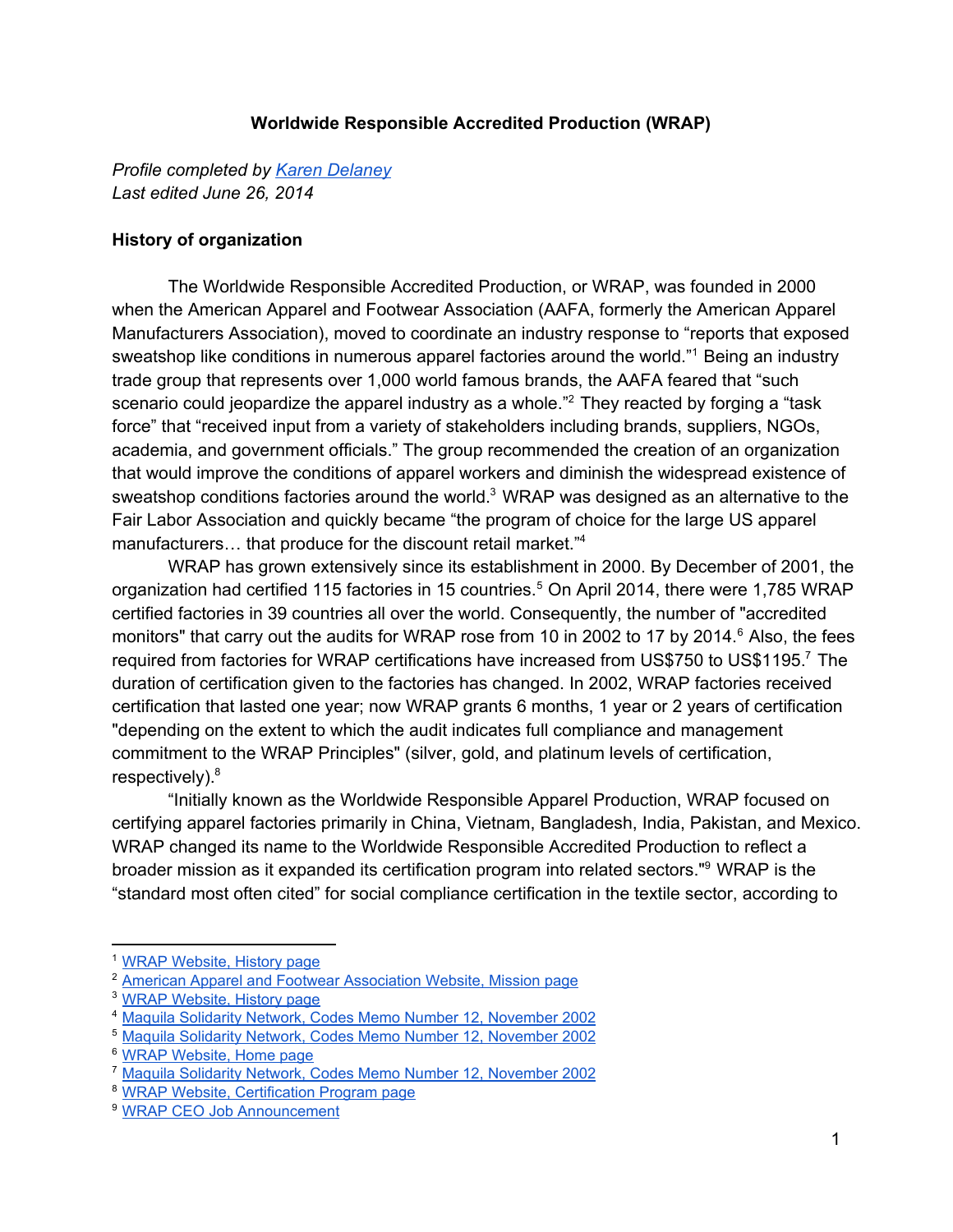**Worldwide Responsible Accredited Production (WRAP)**

*Profile completed by Karen Delaney*
*Last edited June 26, 2014*

**History of organization**

The Worldwide Responsible Accredited Production, or WRAP, was founded in 2000 when the American Apparel and Footwear Association (AAFA, formerly the American Apparel Manufacturers Association), moved to coordinate an industry response to "reports that exposed sweatshop like conditions in numerous apparel factories around the world."[1] Being an industry trade group that represents over 1,000 world famous brands, the AAFA feared that "such scenario could jeopardize the apparel industry as a whole."[2] They reacted by forging a "task force" that "received input from a variety of stakeholders including brands, suppliers, NGOs, academia, and government officials." The group recommended the creation of an organization that would improve the conditions of apparel workers and diminish the widespread existence of sweatshop conditions factories around the world.[3] WRAP was designed as an alternative to the Fair Labor Association and quickly became "the program of choice for the large US apparel manufacturers… that produce for the discount retail market."[4]

WRAP has grown extensively since its establishment in 2000. By December of 2001, the organization had certified 115 factories in 15 countries.[5] On April 2014, there were 1,785 WRAP certified factories in 39 countries all over the world. Consequently, the number of "accredited monitors" that carry out the audits for WRAP rose from 10 in 2002 to 17 by 2014.[6] Also, the fees required from factories for WRAP certifications have increased from US$750 to US$1195.[7] The duration of certification given to the factories has changed. In 2002, WRAP factories received certification that lasted one year; now WRAP grants 6 months, 1 year or 2 years of certification "depending on the extent to which the audit indicates full compliance and management commitment to the WRAP Principles" (silver, gold, and platinum levels of certification, respectively).[8]

"Initially known as the Worldwide Responsible Apparel Production, WRAP focused on certifying apparel factories primarily in China, Vietnam, Bangladesh, India, Pakistan, and Mexico. WRAP changed its name to the Worldwide Responsible Accredited Production to reflect a broader mission as it expanded its certification program into related sectors."[9] WRAP is the "standard most often cited" for social compliance certification in the textile sector, according to

---

[1] WRAP Website, History page
[2] American Apparel and Footwear Association Website, Mission page
[3] WRAP Website, History page
[4] Maquila Solidarity Network, Codes Memo Number 12, November 2002
[5] Maquila Solidarity Network, Codes Memo Number 12, November 2002
[6] WRAP Website, Home page
[7] Maquila Solidarity Network, Codes Memo Number 12, November 2002
[8] WRAP Website, Certification Program page
[9] WRAP CEO Job Announcement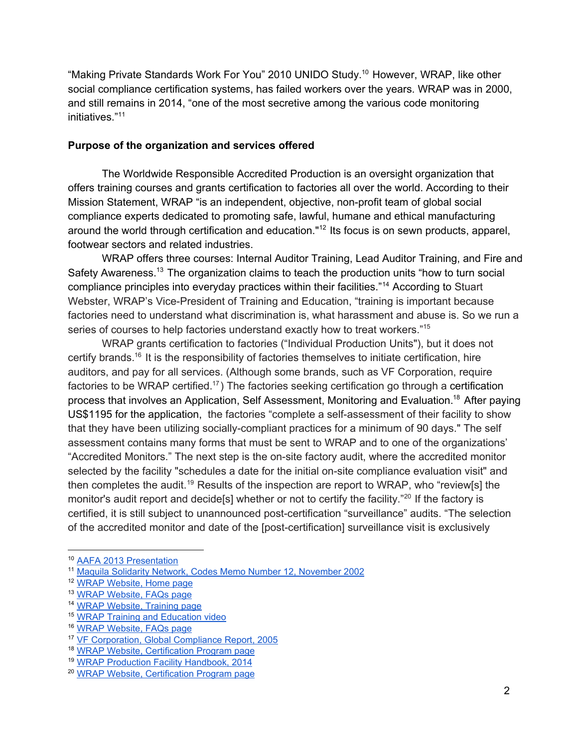“Making Private Standards Work For You” 2010 UNIDO Study.[10] However, WRAP, like other social compliance certification systems, has failed workers over the years. WRAP was in 2000, and still remains in 2014, “one of the most secretive among the various code monitoring initiatives.”[11]

**Purpose of the organization and services offered**

The Worldwide Responsible Accredited Production is an oversight organization that offers training courses and grants certification to factories all over the world. According to their Mission Statement, WRAP “is an independent, objective, non-profit team of global social compliance experts dedicated to promoting safe, lawful, humane and ethical manufacturing around the world through certification and education."[12] Its focus is on sewn products, apparel, footwear sectors and related industries.

WRAP offers three courses: Internal Auditor Training, Lead Auditor Training, and Fire and Safety Awareness.[13] The organization claims to teach the production units “how to turn social compliance principles into everyday practices within their facilities.”[14] According to Stuart Webster, WRAP’s Vice-President of Training and Education, “training is important because factories need to understand what discrimination is, what harassment and abuse is. So we run a series of courses to help factories understand exactly how to treat workers.”[15]

WRAP grants certification to factories (“Individual Production Units"), but it does not certify brands.[16] It is the responsibility of factories themselves to initiate certification, hire auditors, and pay for all services. (Although some brands, such as VF Corporation, require factories to be WRAP certified.[17]) The factories seeking certification go through a certification process that involves an Application, Self Assessment, Monitoring and Evaluation.[18] After paying US$1195 for the application, the factories “complete a self-assessment of their facility to show that they have been utilizing socially-compliant practices for a minimum of 90 days." The self assessment contains many forms that must be sent to WRAP and to one of the organizations’ “Accredited Monitors.” The next step is the on-site factory audit, where the accredited monitor selected by the facility "schedules a date for the initial on-site compliance evaluation visit" and then completes the audit.[19] Results of the inspection are report to WRAP, who “review[s] the monitor's audit report and decide[s] whether or not to certify the facility.”[20] If the factory is certified, it is still subject to unannounced post-certification “surveillance” audits. “The selection of the accredited monitor and date of the [post-certification] surveillance visit is exclusively

---

[10] AAFA 2013 Presentation
[11] Maquila Solidarity Network, Codes Memo Number 12, November 2002
[12] WRAP Website, Home page
[13] WRAP Website, FAQs page
[14] WRAP Website, Training page
[15] WRAP Training and Education video
[16] WRAP Website, FAQs page
[17] VF Corporation, Global Compliance Report, 2005
[18] WRAP Website, Certification Program page
[19] WRAP Production Facility Handbook, 2014
[20] WRAP Website, Certification Program page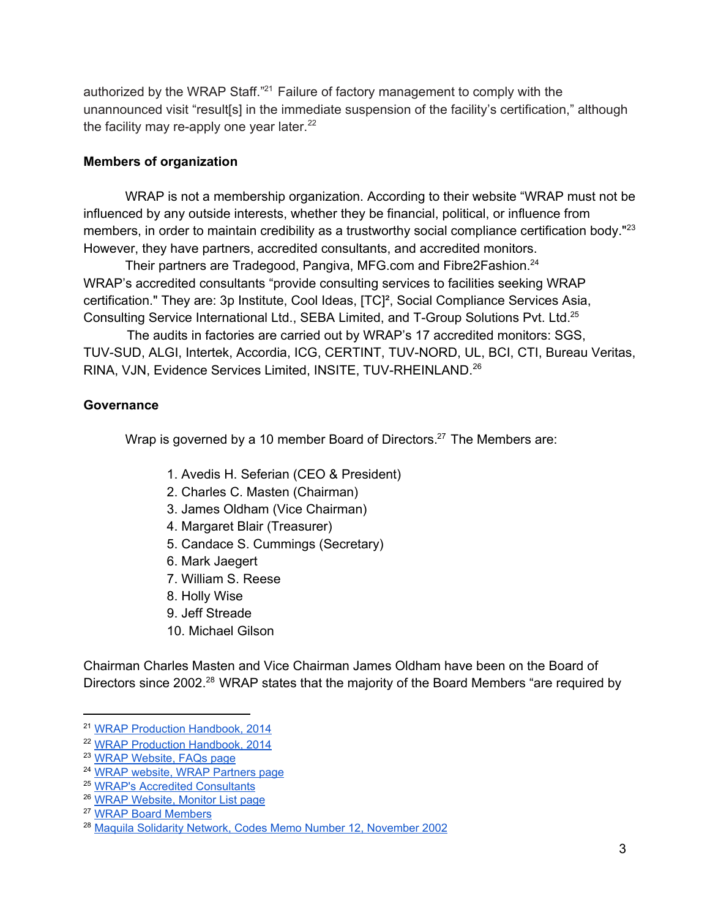authorized by the WRAP Staff."[21] Failure of factory management to comply with the unannounced visit "result[s] in the immediate suspension of the facility's certification," although the facility may re-apply one year later.[22]

**Members of organization**

WRAP is not a membership organization. According to their website "WRAP must not be influenced by any outside interests, whether they be financial, political, or influence from members, in order to maintain credibility as a trustworthy social compliance certification body."[23] However, they have partners, accredited consultants, and accredited monitors.

Their partners are Tradegood, Pangiva, MFG.com and Fibre2Fashion.[24] WRAP's accredited consultants "provide consulting services to facilities seeking WRAP certification." They are: 3p Institute, Cool Ideas, [TC]², Social Compliance Services Asia, Consulting Service International Ltd., SEBA Limited, and T-Group Solutions Pvt. Ltd.[25]

The audits in factories are carried out by WRAP's 17 accredited monitors: SGS, TUV-SUD, ALGI, Intertek, Accordia, ICG, CERTINT, TUV-NORD, UL, BCI, CTI, Bureau Veritas, RINA, VJN, Evidence Services Limited, INSITE, TUV-RHEINLAND.[26]

**Governance**

Wrap is governed by a 10 member Board of Directors.[27] The Members are:

1. Avedis H. Seferian (CEO & President)
2. Charles C. Masten (Chairman)
3. James Oldham (Vice Chairman)
4. Margaret Blair (Treasurer)
5. Candace S. Cummings (Secretary)
6. Mark Jaegert
7. William S. Reese
8. Holly Wise
9. Jeff Streade
10. Michael Gilson

Chairman Charles Masten and Vice Chairman James Oldham have been on the Board of Directors since 2002.[28] WRAP states that the majority of the Board Members "are required by

---

[21] WRAP Production Handbook, 2014
[22] WRAP Production Handbook, 2014
[23] WRAP Website, FAQs page
[24] WRAP website, WRAP Partners page
[25] WRAP's Accredited Consultants
[26] WRAP Website, Monitor List page
[27] WRAP Board Members
[28] Maquila Solidarity Network, Codes Memo Number 12, November 2002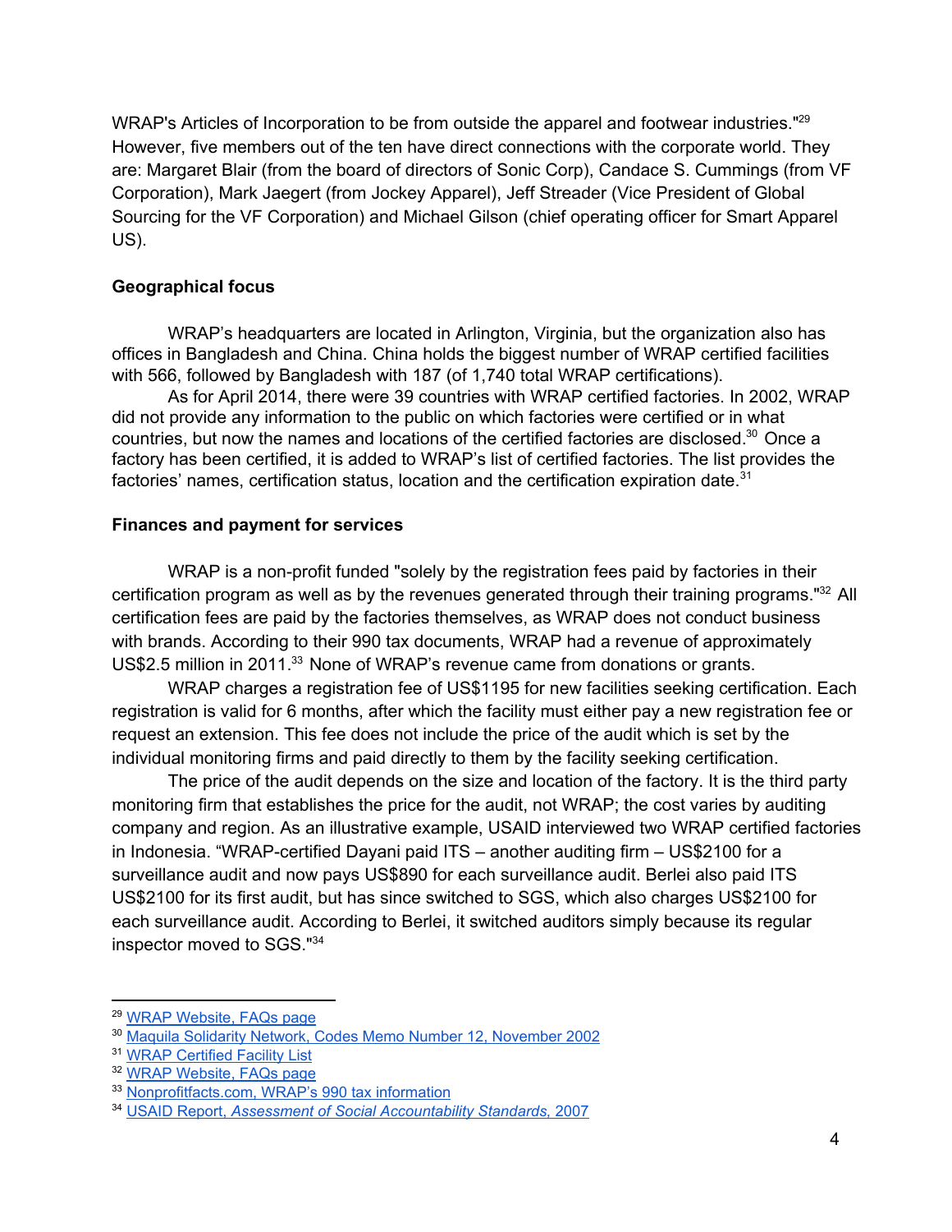WRAP's Articles of Incorporation to be from outside the apparel and footwear industries."[29] However, five members out of the ten have direct connections with the corporate world. They are: Margaret Blair (from the board of directors of Sonic Corp), Candace S. Cummings (from VF Corporation), Mark Jaegert (from Jockey Apparel), Jeff Streader (Vice President of Global Sourcing for the VF Corporation) and Michael Gilson (chief operating officer for Smart Apparel US).

**Geographical focus**

WRAP's headquarters are located in Arlington, Virginia, but the organization also has offices in Bangladesh and China. China holds the biggest number of WRAP certified facilities with 566, followed by Bangladesh with 187 (of 1,740 total WRAP certifications).

As for April 2014, there were 39 countries with WRAP certified factories. In 2002, WRAP did not provide any information to the public on which factories were certified or in what countries, but now the names and locations of the certified factories are disclosed.[30] Once a factory has been certified, it is added to WRAP's list of certified factories. The list provides the factories' names, certification status, location and the certification expiration date.[31]

**Finances and payment for services**

WRAP is a non-profit funded "solely by the registration fees paid by factories in their certification program as well as by the revenues generated through their training programs."[32] All certification fees are paid by the factories themselves, as WRAP does not conduct business with brands. According to their 990 tax documents, WRAP had a revenue of approximately US$2.5 million in 2011.[33] None of WRAP's revenue came from donations or grants.

WRAP charges a registration fee of US$1195 for new facilities seeking certification. Each registration is valid for 6 months, after which the facility must either pay a new registration fee or request an extension. This fee does not include the price of the audit which is set by the individual monitoring firms and paid directly to them by the facility seeking certification.

The price of the audit depends on the size and location of the factory. It is the third party monitoring firm that establishes the price for the audit, not WRAP; the cost varies by auditing company and region. As an illustrative example, USAID interviewed two WRAP certified factories in Indonesia. "WRAP-certified Dayani paid ITS – another auditing firm – US$2100 for a surveillance audit and now pays US$890 for each surveillance audit. Berlei also paid ITS US$2100 for its first audit, but has since switched to SGS, which also charges US$2100 for each surveillance audit. According to Berlei, it switched auditors simply because its regular inspector moved to SGS."[34]

---

[29] WRAP Website, FAQs page

[30] Maquila Solidarity Network, Codes Memo Number 12, November 2002

[31] WRAP Certified Facility List

[32] WRAP Website, FAQs page

[33] Nonprofitfacts.com, WRAP's 990 tax information

[34] USAID Report, *Assessment of Social Accountability Standards*, 2007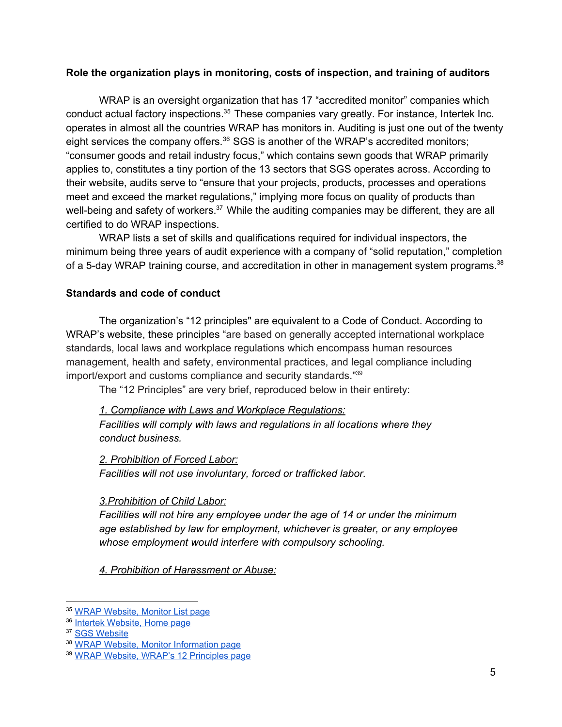**Role the organization plays in monitoring, costs of inspection, and training of auditors**

WRAP is an oversight organization that has 17 "accredited monitor" companies which conduct actual factory inspections.[35] These companies vary greatly. For instance, Intertek Inc. operates in almost all the countries WRAP has monitors in. Auditing is just one out of the twenty eight services the company offers.[36] SGS is another of the WRAP's accredited monitors; "consumer goods and retail industry focus," which contains sewn goods that WRAP primarily applies to, constitutes a tiny portion of the 13 sectors that SGS operates across. According to their website, audits serve to "ensure that your projects, products, processes and operations meet and exceed the market regulations," implying more focus on quality of products than well-being and safety of workers.[37] While the auditing companies may be different, they are all certified to do WRAP inspections.

WRAP lists a set of skills and qualifications required for individual inspectors, the minimum being three years of audit experience with a company of "solid reputation," completion of a 5-day WRAP training course, and accreditation in other in management system programs.[38]

**Standards and code of conduct**

The organization's "12 principles" are equivalent to a Code of Conduct. According to WRAP's website, these principles "are based on generally accepted international workplace standards, local laws and workplace regulations which encompass human resources management, health and safety, environmental practices, and legal compliance including import/export and customs compliance and security standards."[39]

The "12 Principles" are very brief, reproduced below in their entirety:

*<u>1. Compliance with Laws and Workplace Regulations:</u>*
*Facilities will comply with laws and regulations in all locations where they conduct business.*

*<u>2. Prohibition of Forced Labor:</u>*
*Facilities will not use involuntary, forced or trafficked labor.*

*<u>3.Prohibition of Child Labor:</u>*
*Facilities will not hire any employee under the age of 14 or under the minimum age established by law for employment, whichever is greater, or any employee whose employment would interfere with compulsory schooling.*

*<u>4. Prohibition of Harassment or Abuse:</u>*

---

[35] WRAP Website, Monitor List page
[36] Intertek Website, Home page
[37] SGS Website
[38] WRAP Website, Monitor Information page
[39] WRAP Website, WRAP's 12 Principles page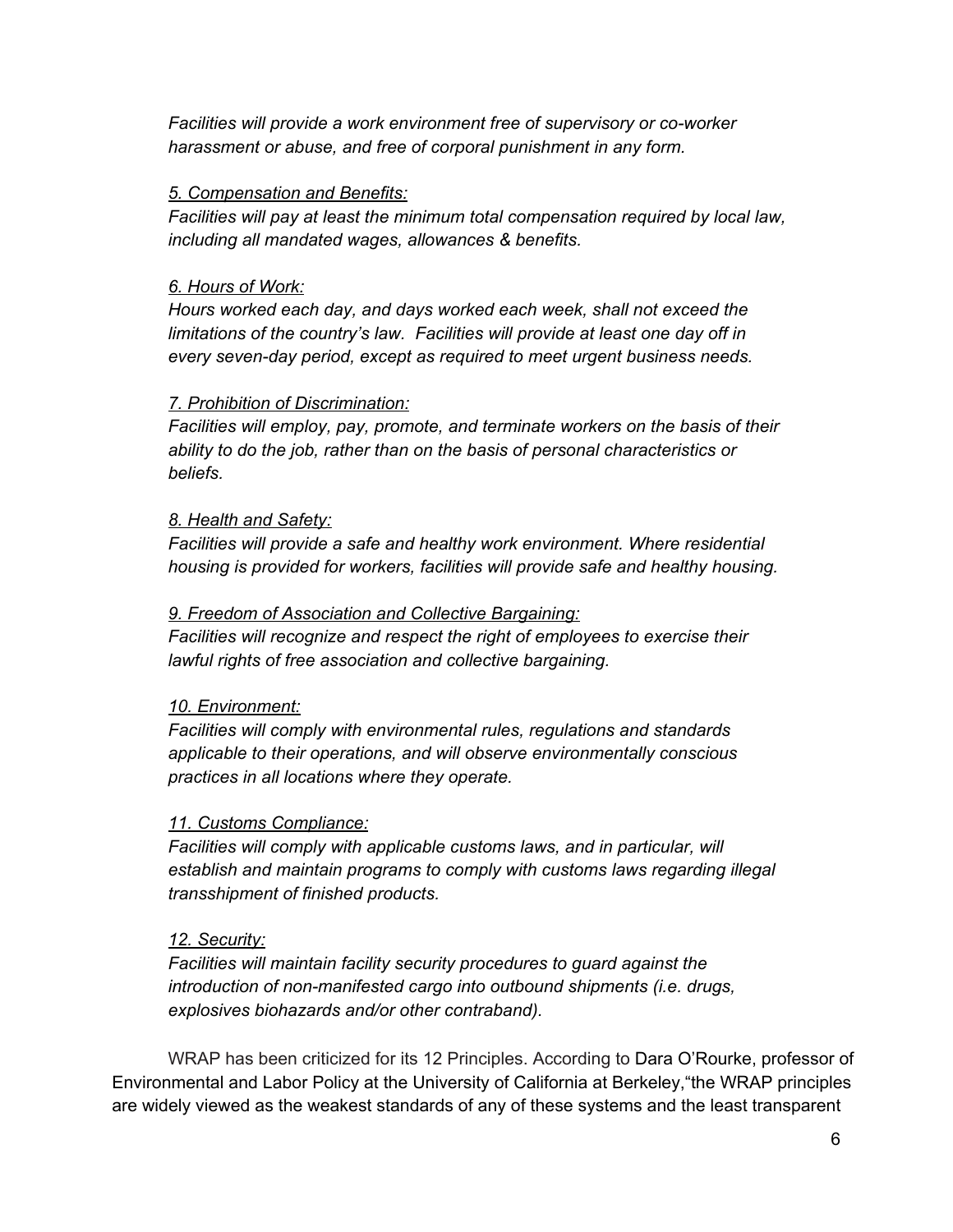*Facilities will provide a work environment free of supervisory or co-worker harassment or abuse, and free of corporal punishment in any form.*

*5. Compensation and Benefits:*
*Facilities will pay at least the minimum total compensation required by local law, including all mandated wages, allowances & benefits.*

*6. Hours of Work:*
*Hours worked each day, and days worked each week, shall not exceed the limitations of the country's law. Facilities will provide at least one day off in every seven-day period, except as required to meet urgent business needs.*

*7. Prohibition of Discrimination:*
*Facilities will employ, pay, promote, and terminate workers on the basis of their ability to do the job, rather than on the basis of personal characteristics or beliefs.*

*8. Health and Safety:*
*Facilities will provide a safe and healthy work environment. Where residential housing is provided for workers, facilities will provide safe and healthy housing.*

*9. Freedom of Association and Collective Bargaining:*
*Facilities will recognize and respect the right of employees to exercise their lawful rights of free association and collective bargaining.*

*10. Environment:*
*Facilities will comply with environmental rules, regulations and standards applicable to their operations, and will observe environmentally conscious practices in all locations where they operate.*

*11. Customs Compliance:*
*Facilities will comply with applicable customs laws, and in particular, will establish and maintain programs to comply with customs laws regarding illegal transshipment of finished products.*

*12. Security:*
*Facilities will maintain facility security procedures to guard against the introduction of non-manifested cargo into outbound shipments (i.e. drugs, explosives biohazards and/or other contraband).*

WRAP has been criticized for its 12 Principles. According to Dara O'Rourke, professor of Environmental and Labor Policy at the University of California at Berkeley,"the WRAP principles are widely viewed as the weakest standards of any of these systems and the least transparent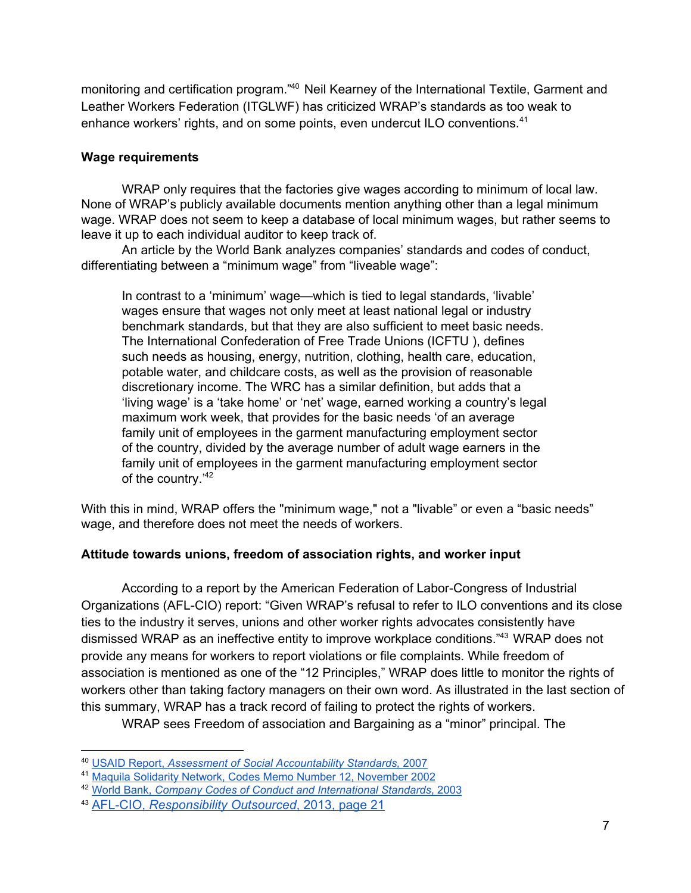monitoring and certification program."[40] Neil Kearney of the International Textile, Garment and Leather Workers Federation (ITGLWF) has criticized WRAP's standards as too weak to enhance workers' rights, and on some points, even undercut ILO conventions.[41]

**Wage requirements**

WRAP only requires that the factories give wages according to minimum of local law. None of WRAP's publicly available documents mention anything other than a legal minimum wage. WRAP does not seem to keep a database of local minimum wages, but rather seems to leave it up to each individual auditor to keep track of.

An article by the World Bank analyzes companies' standards and codes of conduct, differentiating between a "minimum wage" from "liveable wage":

> In contrast to a 'minimum' wage—which is tied to legal standards, 'livable' wages ensure that wages not only meet at least national legal or industry benchmark standards, but that they are also sufficient to meet basic needs. The International Confederation of Free Trade Unions (ICFTU ), defines such needs as housing, energy, nutrition, clothing, health care, education, potable water, and childcare costs, as well as the provision of reasonable discretionary income. The WRC has a similar definition, but adds that a 'living wage' is a 'take home' or 'net' wage, earned working a country's legal maximum work week, that provides for the basic needs 'of an average family unit of employees in the garment manufacturing employment sector of the country, divided by the average number of adult wage earners in the family unit of employees in the garment manufacturing employment sector of the country.'[42]

With this in mind, WRAP offers the "minimum wage," not a "livable" or even a "basic needs" wage, and therefore does not meet the needs of workers.

**Attitude towards unions, freedom of association rights, and worker input**

According to a report by the American Federation of Labor-Congress of Industrial Organizations (AFL-CIO) report: "Given WRAP's refusal to refer to ILO conventions and its close ties to the industry it serves, unions and other worker rights advocates consistently have dismissed WRAP as an ineffective entity to improve workplace conditions."[43] WRAP does not provide any means for workers to report violations or file complaints. While freedom of association is mentioned as one of the "12 Principles," WRAP does little to monitor the rights of workers other than taking factory managers on their own word. As illustrated in the last section of this summary, WRAP has a track record of failing to protect the rights of workers.

WRAP sees Freedom of association and Bargaining as a "minor" principal. The

---

[40] USAID Report, *Assessment of Social Accountability Standards*, 2007

[41] Maquila Solidarity Network, Codes Memo Number 12, November 2002

[42] World Bank, *Company Codes of Conduct and International Standards*, 2003

[43] AFL-CIO, *Responsibility Outsourced*, 2013, page 21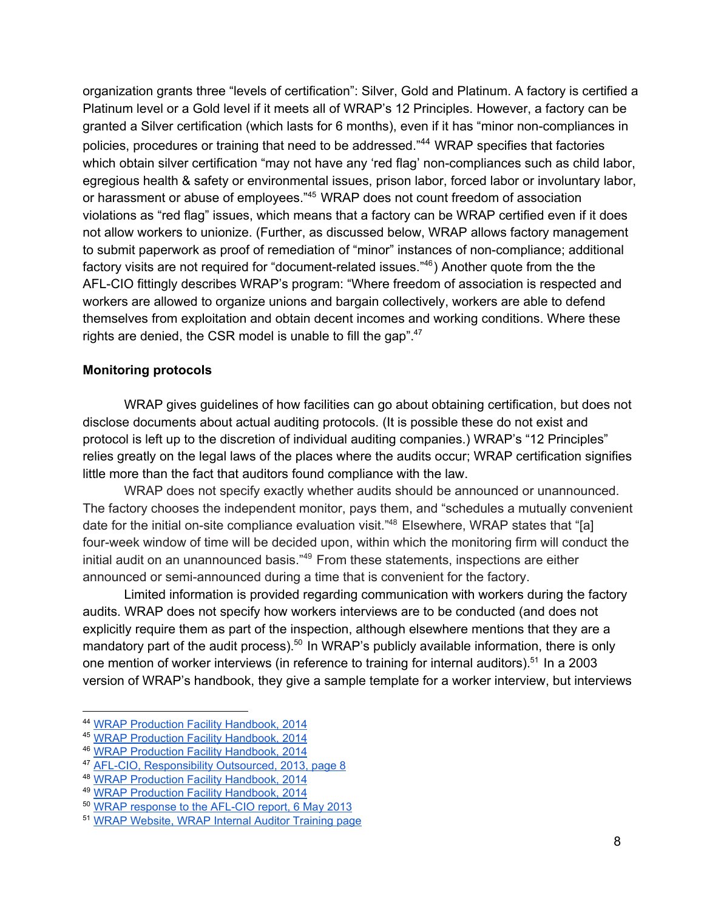organization grants three "levels of certification": Silver, Gold and Platinum. A factory is certified a Platinum level or a Gold level if it meets all of WRAP's 12 Principles. However, a factory can be granted a Silver certification (which lasts for 6 months), even if it has "minor non-compliances in policies, procedures or training that need to be addressed."[44] WRAP specifies that factories which obtain silver certification "may not have any 'red flag' non-compliances such as child labor, egregious health & safety or environmental issues, prison labor, forced labor or involuntary labor, or harassment or abuse of employees."[45] WRAP does not count freedom of association violations as "red flag" issues, which means that a factory can be WRAP certified even if it does not allow workers to unionize. (Further, as discussed below, WRAP allows factory management to submit paperwork as proof of remediation of "minor" instances of non-compliance; additional factory visits are not required for "document-related issues."[46]) Another quote from the the AFL-CIO fittingly describes WRAP's program: "Where freedom of association is respected and workers are allowed to organize unions and bargain collectively, workers are able to defend themselves from exploitation and obtain decent incomes and working conditions. Where these rights are denied, the CSR model is unable to fill the gap".[47]

**Monitoring protocols**

WRAP gives guidelines of how facilities can go about obtaining certification, but does not disclose documents about actual auditing protocols. (It is possible these do not exist and protocol is left up to the discretion of individual auditing companies.) WRAP's "12 Principles" relies greatly on the legal laws of the places where the audits occur; WRAP certification signifies little more than the fact that auditors found compliance with the law.

WRAP does not specify exactly whether audits should be announced or unannounced. The factory chooses the independent monitor, pays them, and "schedules a mutually convenient date for the initial on-site compliance evaluation visit."[48] Elsewhere, WRAP states that "[a] four-week window of time will be decided upon, within which the monitoring firm will conduct the initial audit on an unannounced basis."[49] From these statements, inspections are either announced or semi-announced during a time that is convenient for the factory.

Limited information is provided regarding communication with workers during the factory audits. WRAP does not specify how workers interviews are to be conducted (and does not explicitly require them as part of the inspection, although elsewhere mentions that they are a mandatory part of the audit process).[50] In WRAP's publicly available information, there is only one mention of worker interviews (in reference to training for internal auditors).[51] In a 2003 version of WRAP's handbook, they give a sample template for a worker interview, but interviews

---

[44] WRAP Production Facility Handbook, 2014
[45] WRAP Production Facility Handbook, 2014
[46] WRAP Production Facility Handbook, 2014
[47] AFL-CIO, Responsibility Outsourced, 2013, page 8
[48] WRAP Production Facility Handbook, 2014
[49] WRAP Production Facility Handbook, 2014
[50] WRAP response to the AFL-CIO report, 6 May 2013
[51] WRAP Website, WRAP Internal Auditor Training page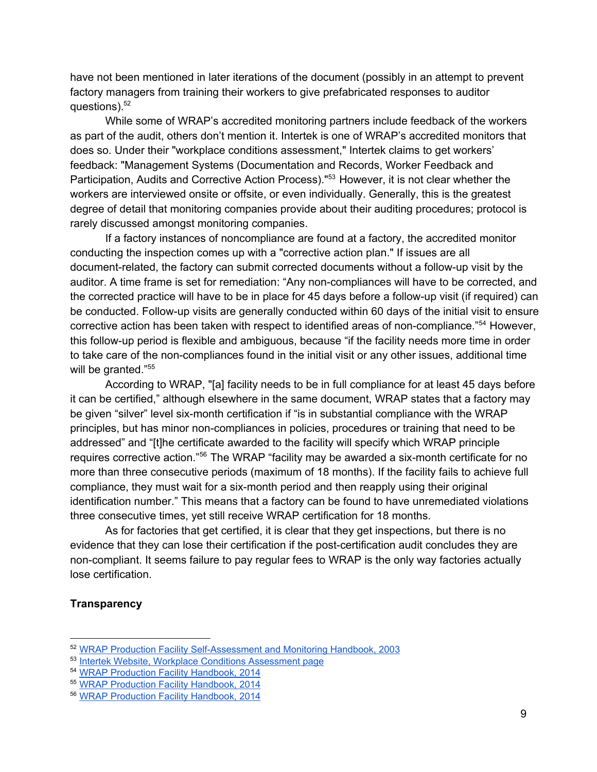have not been mentioned in later iterations of the document (possibly in an attempt to prevent factory managers from training their workers to give prefabricated responses to auditor questions).[52]

While some of WRAP's accredited monitoring partners include feedback of the workers as part of the audit, others don't mention it. Intertek is one of WRAP's accredited monitors that does so. Under their "workplace conditions assessment," Intertek claims to get workers' feedback: "Management Systems (Documentation and Records, Worker Feedback and Participation, Audits and Corrective Action Process)."[53] However, it is not clear whether the workers are interviewed onsite or offsite, or even individually. Generally, this is the greatest degree of detail that monitoring companies provide about their auditing procedures; protocol is rarely discussed amongst monitoring companies.

If a factory instances of noncompliance are found at a factory, the accredited monitor conducting the inspection comes up with a "corrective action plan." If issues are all document-related, the factory can submit corrected documents without a follow-up visit by the auditor. A time frame is set for remediation: "Any non-compliances will have to be corrected, and the corrected practice will have to be in place for 45 days before a follow-up visit (if required) can be conducted. Follow-up visits are generally conducted within 60 days of the initial visit to ensure corrective action has been taken with respect to identified areas of non-compliance."[54] However, this follow-up period is flexible and ambiguous, because "if the facility needs more time in order to take care of the non-compliances found in the initial visit or any other issues, additional time will be granted."[55]

According to WRAP, "[a] facility needs to be in full compliance for at least 45 days before it can be certified," although elsewhere in the same document, WRAP states that a factory may be given "silver" level six-month certification if "is in substantial compliance with the WRAP principles, but has minor non-compliances in policies, procedures or training that need to be addressed" and "[t]he certificate awarded to the facility will specify which WRAP principle requires corrective action."[56] The WRAP "facility may be awarded a six-month certificate for no more than three consecutive periods (maximum of 18 months). If the facility fails to achieve full compliance, they must wait for a six-month period and then reapply using their original identification number." This means that a factory can be found to have unremediated violations three consecutive times, yet still receive WRAP certification for 18 months.

As for factories that get certified, it is clear that they get inspections, but there is no evidence that they can lose their certification if the post-certification audit concludes they are non-compliant. It seems failure to pay regular fees to WRAP is the only way factories actually lose certification.

**Transparency**

---

[52] WRAP Production Facility Self-Assessment and Monitoring Handbook, 2003

[53] Intertek Website, Workplace Conditions Assessment page

[54] WRAP Production Facility Handbook, 2014

[55] WRAP Production Facility Handbook, 2014

[56] WRAP Production Facility Handbook, 2014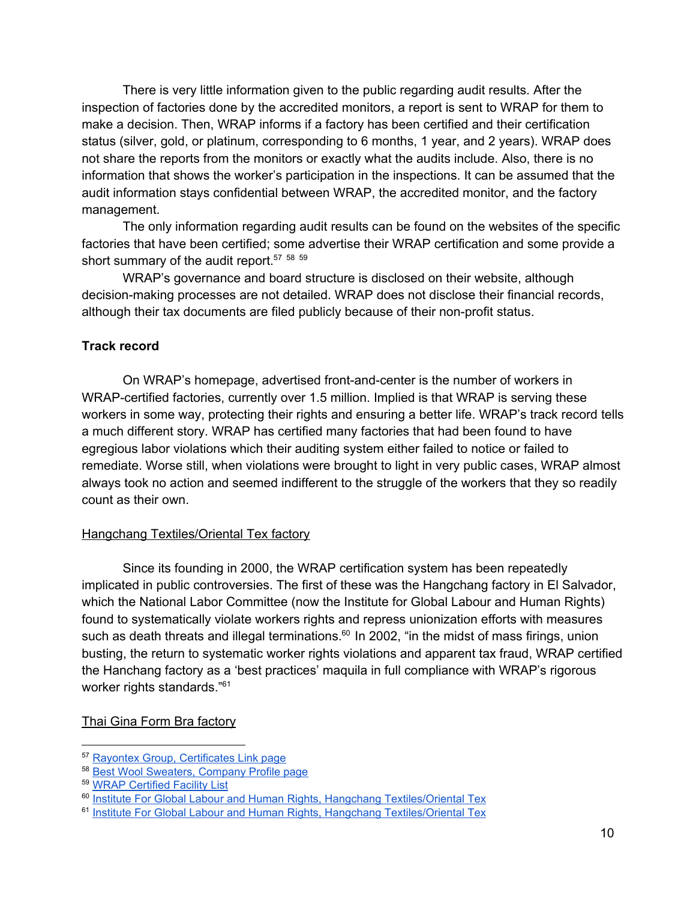There is very little information given to the public regarding audit results. After the inspection of factories done by the accredited monitors, a report is sent to WRAP for them to make a decision. Then, WRAP informs if a factory has been certified and their certification status (silver, gold, or platinum, corresponding to 6 months, 1 year, and 2 years). WRAP does not share the reports from the monitors or exactly what the audits include. Also, there is no information that shows the worker's participation in the inspections. It can be assumed that the audit information stays confidential between WRAP, the accredited monitor, and the factory management.

The only information regarding audit results can be found on the websites of the specific factories that have been certified; some advertise their WRAP certification and some provide a short summary of the audit report.[57] [58] [59]

WRAP's governance and board structure is disclosed on their website, although decision-making processes are not detailed. WRAP does not disclose their financial records, although their tax documents are filed publicly because of their non-profit status.

**Track record**

On WRAP's homepage, advertised front-and-center is the number of workers in WRAP-certified factories, currently over 1.5 million. Implied is that WRAP is serving these workers in some way, protecting their rights and ensuring a better life. WRAP's track record tells a much different story. WRAP has certified many factories that had been found to have egregious labor violations which their auditing system either failed to notice or failed to remediate. Worse still, when violations were brought to light in very public cases, WRAP almost always took no action and seemed indifferent to the struggle of the workers that they so readily count as their own.

Hangchang Textiles/Oriental Tex factory

Since its founding in 2000, the WRAP certification system has been repeatedly implicated in public controversies. The first of these was the Hangchang factory in El Salvador, which the National Labor Committee (now the Institute for Global Labour and Human Rights) found to systematically violate workers rights and repress unionization efforts with measures such as death threats and illegal terminations.[60] In 2002, "in the midst of mass firings, union busting, the return to systematic worker rights violations and apparent tax fraud, WRAP certified the Hanchang factory as a 'best practices' maquila in full compliance with WRAP's rigorous worker rights standards."[61]

Thai Gina Form Bra factory

---

[57] Rayontex Group, Certificates Link page

[58] Best Wool Sweaters, Company Profile page

[59] WRAP Certified Facility List

[60] Institute For Global Labour and Human Rights, Hangchang Textiles/Oriental Tex

[61] Institute For Global Labour and Human Rights, Hangchang Textiles/Oriental Tex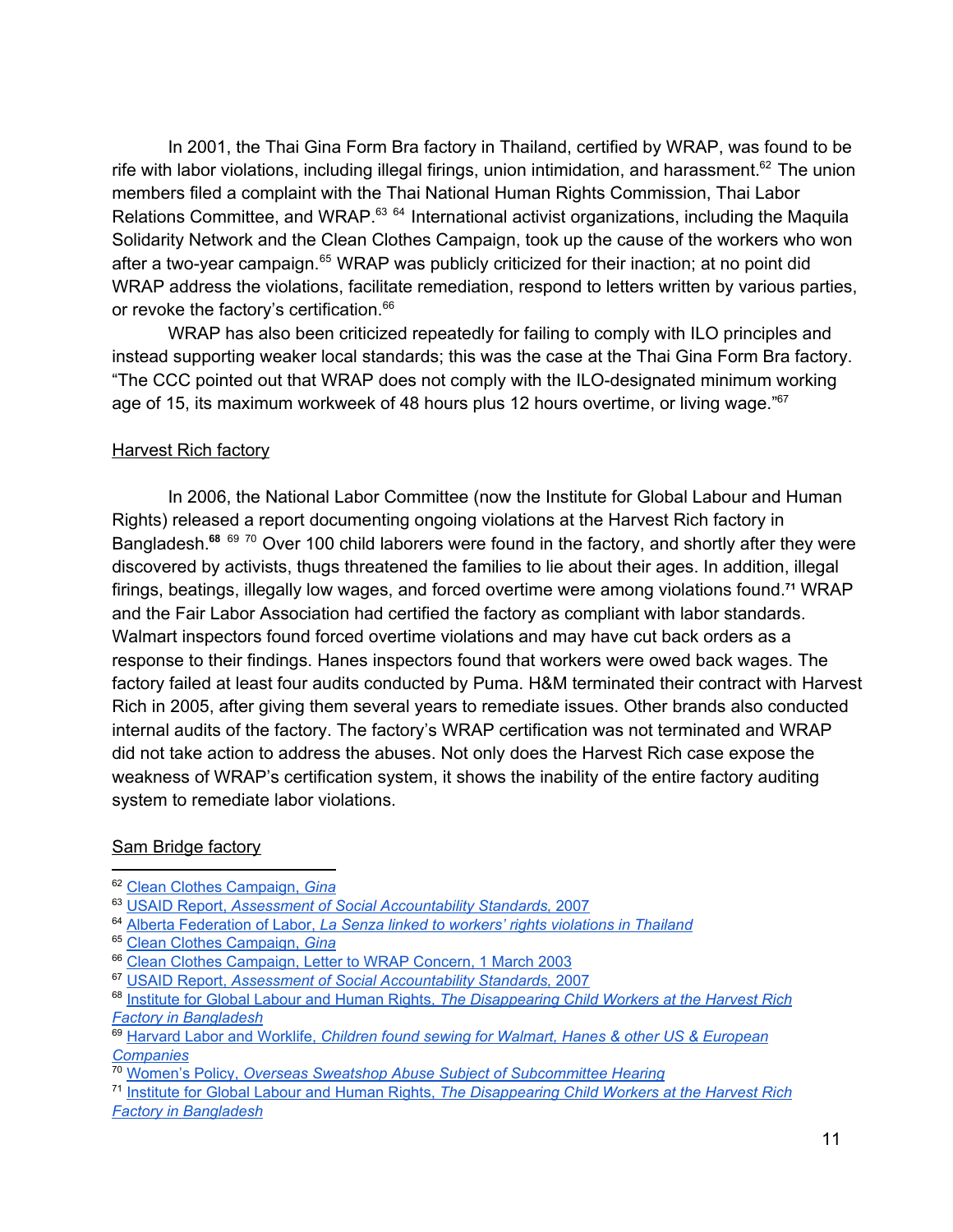In 2001, the Thai Gina Form Bra factory in Thailand, certified by WRAP, was found to be rife with labor violations, including illegal firings, union intimidation, and harassment.[62] The union members filed a complaint with the Thai National Human Rights Commission, Thai Labor Relations Committee, and WRAP.[63] [64] International activist organizations, including the Maquila Solidarity Network and the Clean Clothes Campaign, took up the cause of the workers who won after a two-year campaign.[65] WRAP was publicly criticized for their inaction; at no point did WRAP address the violations, facilitate remediation, respond to letters written by various parties, or revoke the factory's certification.[66]

WRAP has also been criticized repeatedly for failing to comply with ILO principles and instead supporting weaker local standards; this was the case at the Thai Gina Form Bra factory. "The CCC pointed out that WRAP does not comply with the ILO-designated minimum working age of 15, its maximum workweek of 48 hours plus 12 hours overtime, or living wage."[67]

<u>Harvest Rich factory</u>

In 2006, the National Labor Committee (now the Institute for Global Labour and Human Rights) released a report documenting ongoing violations at the Harvest Rich factory in Bangladesh.[68] [69] [70] Over 100 child laborers were found in the factory, and shortly after they were discovered by activists, thugs threatened the families to lie about their ages. In addition, illegal firings, beatings, illegally low wages, and forced overtime were among violations found.[71] WRAP and the Fair Labor Association had certified the factory as compliant with labor standards. Walmart inspectors found forced overtime violations and may have cut back orders as a response to their findings. Hanes inspectors found that workers were owed back wages. The factory failed at least four audits conducted by Puma. H&M terminated their contract with Harvest Rich in 2005, after giving them several years to remediate issues. Other brands also conducted internal audits of the factory. The factory's WRAP certification was not terminated and WRAP did not take action to address the abuses. Not only does the Harvest Rich case expose the weakness of WRAP's certification system, it shows the inability of the entire factory auditing system to remediate labor violations.

<u>Sam Bridge factory</u>

---

[62] Clean Clothes Campaign, *Gina*

[63] USAID Report, *Assessment of Social Accountability Standards*, 2007

[64] Alberta Federation of Labor, *La Senza linked to workers' rights violations in Thailand*

[65] Clean Clothes Campaign, *Gina*

[66] Clean Clothes Campaign, Letter to WRAP Concern, 1 March 2003

[67] USAID Report, *Assessment of Social Accountability Standards*, 2007

[68] Institute for Global Labour and Human Rights, *The Disappearing Child Workers at the Harvest Rich Factory in Bangladesh*

[69] Harvard Labor and Worklife, *Children found sewing for Walmart, Hanes & other US & European Companies*

[70] Women's Policy, *Overseas Sweatshop Abuse Subject of Subcommittee Hearing*

[71] Institute for Global Labour and Human Rights, *The Disappearing Child Workers at the Harvest Rich Factory in Bangladesh*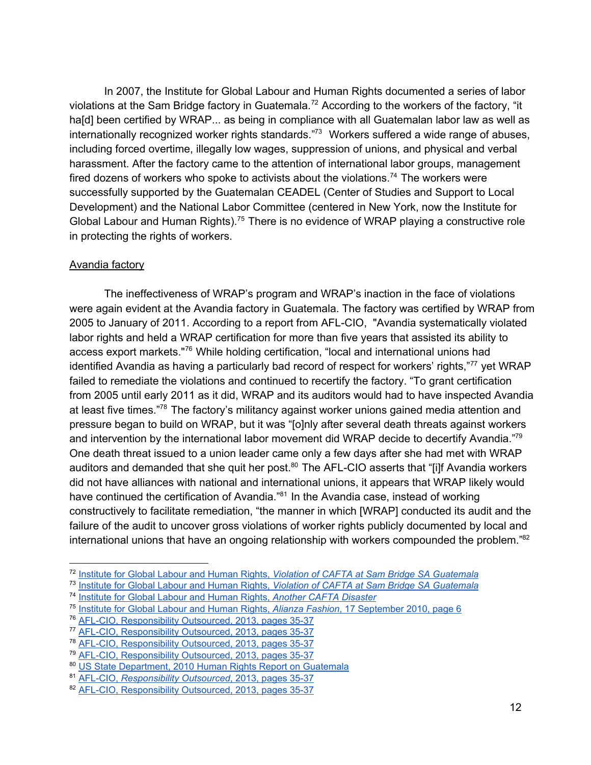In 2007, the Institute for Global Labour and Human Rights documented a series of labor violations at the Sam Bridge factory in Guatemala.[72] According to the workers of the factory, "it ha[d] been certified by WRAP... as being in compliance with all Guatemalan labor law as well as internationally recognized worker rights standards."[73] Workers suffered a wide range of abuses, including forced overtime, illegally low wages, suppression of unions, and physical and verbal harassment. After the factory came to the attention of international labor groups, management fired dozens of workers who spoke to activists about the violations.[74] The workers were successfully supported by the Guatemalan CEADEL (Center of Studies and Support to Local Development) and the National Labor Committee (centered in New York, now the Institute for Global Labour and Human Rights).[75] There is no evidence of WRAP playing a constructive role in protecting the rights of workers.

Avandia factory

The ineffectiveness of WRAP's program and WRAP's inaction in the face of violations were again evident at the Avandia factory in Guatemala. The factory was certified by WRAP from 2005 to January of 2011. According to a report from AFL-CIO, "Avandia systematically violated labor rights and held a WRAP certification for more than five years that assisted its ability to access export markets."[76] While holding certification, "local and international unions had identified Avandia as having a particularly bad record of respect for workers' rights,"[77] yet WRAP failed to remediate the violations and continued to recertify the factory. "To grant certification from 2005 until early 2011 as it did, WRAP and its auditors would had to have inspected Avandia at least five times."[78] The factory's militancy against worker unions gained media attention and pressure began to build on WRAP, but it was "[o]nly after several death threats against workers and intervention by the international labor movement did WRAP decide to decertify Avandia."[79] One death threat issued to a union leader came only a few days after she had met with WRAP auditors and demanded that she quit her post.[80] The AFL-CIO asserts that "[i]f Avandia workers did not have alliances with national and international unions, it appears that WRAP likely would have continued the certification of Avandia."[81] In the Avandia case, instead of working constructively to facilitate remediation, "the manner in which [WRAP] conducted its audit and the failure of the audit to uncover gross violations of worker rights publicly documented by local and international unions that have an ongoing relationship with workers compounded the problem."[82]

---

[72] Institute for Global Labour and Human Rights, *Violation of CAFTA at Sam Bridge SA Guatemala*
[73] Institute for Global Labour and Human Rights, *Violation of CAFTA at Sam Bridge SA Guatemala*
[74] Institute for Global Labour and Human Rights, *Another CAFTA Disaster*
[75] Institute for Global Labour and Human Rights, *Alianza Fashion*, 17 September 2010, page 6
[76] AFL-CIO, Responsibility Outsourced, 2013, pages 35-37
[77] AFL-CIO, Responsibility Outsourced, 2013, pages 35-37
[78] AFL-CIO, Responsibility Outsourced, 2013, pages 35-37
[79] AFL-CIO, Responsibility Outsourced, 2013, pages 35-37
[80] US State Department, 2010 Human Rights Report on Guatemala
[81] AFL-CIO, *Responsibility Outsourced*, 2013, pages 35-37
[82] AFL-CIO, Responsibility Outsourced, 2013, pages 35-37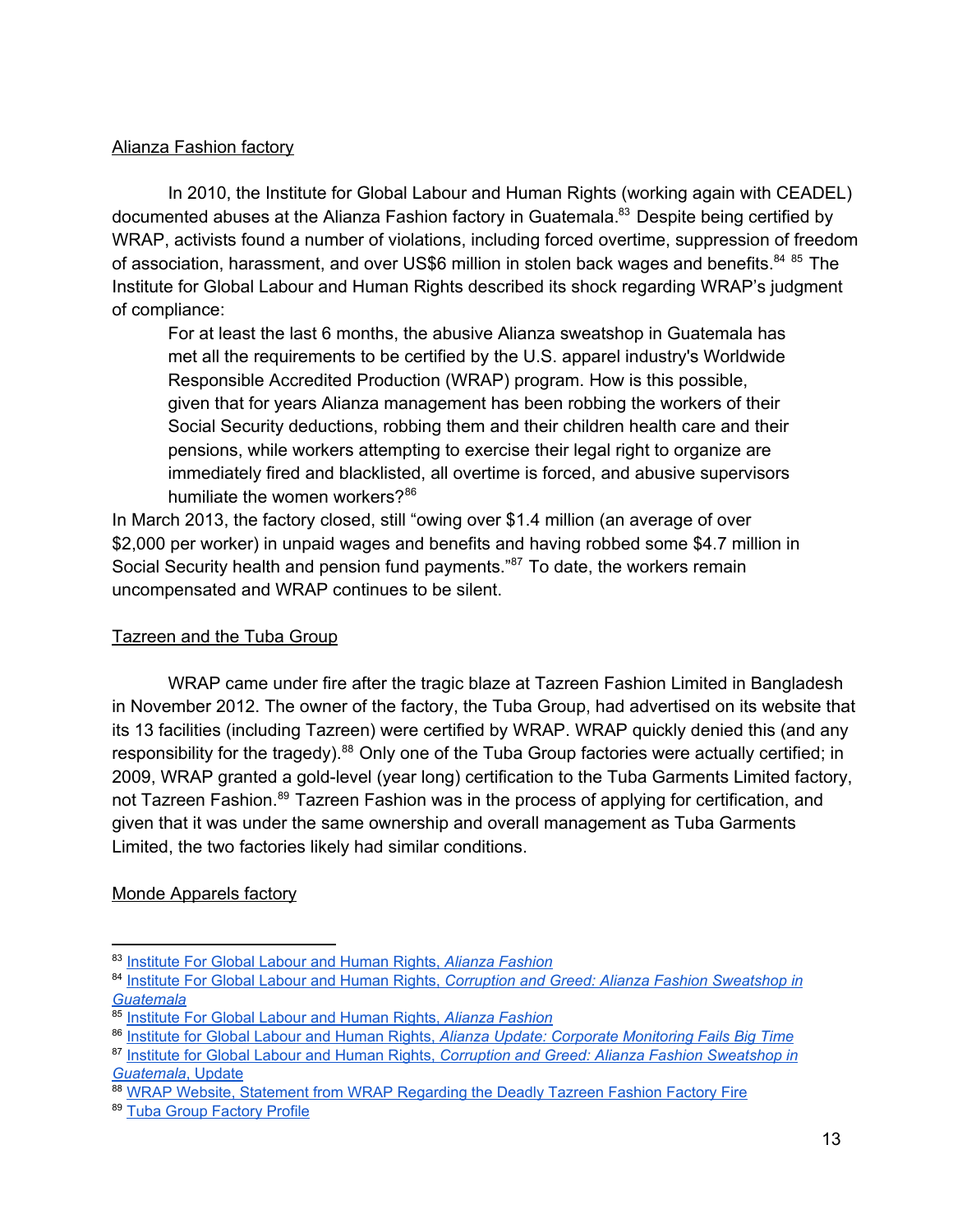Alianza Fashion factory

In 2010, the Institute for Global Labour and Human Rights (working again with CEADEL) documented abuses at the Alianza Fashion factory in Guatemala.[83] Despite being certified by WRAP, activists found a number of violations, including forced overtime, suppression of freedom of association, harassment, and over US$6 million in stolen back wages and benefits.[84] [85] The Institute for Global Labour and Human Rights described its shock regarding WRAP's judgment of compliance:

> For at least the last 6 months, the abusive Alianza sweatshop in Guatemala has met all the requirements to be certified by the U.S. apparel industry's Worldwide Responsible Accredited Production (WRAP) program. How is this possible, given that for years Alianza management has been robbing the workers of their Social Security deductions, robbing them and their children health care and their pensions, while workers attempting to exercise their legal right to organize are immediately fired and blacklisted, all overtime is forced, and abusive supervisors humiliate the women workers?[86]

In March 2013, the factory closed, still "owing over $1.4 million (an average of over $2,000 per worker) in unpaid wages and benefits and having robbed some $4.7 million in Social Security health and pension fund payments."[87] To date, the workers remain uncompensated and WRAP continues to be silent.

Tazreen and the Tuba Group

WRAP came under fire after the tragic blaze at Tazreen Fashion Limited in Bangladesh in November 2012. The owner of the factory, the Tuba Group, had advertised on its website that its 13 facilities (including Tazreen) were certified by WRAP. WRAP quickly denied this (and any responsibility for the tragedy).[88] Only one of the Tuba Group factories were actually certified; in 2009, WRAP granted a gold-level (year long) certification to the Tuba Garments Limited factory, not Tazreen Fashion.[89] Tazreen Fashion was in the process of applying for certification, and given that it was under the same ownership and overall management as Tuba Garments Limited, the two factories likely had similar conditions.

Monde Apparels factory

---

[83] Institute For Global Labour and Human Rights, *Alianza Fashion*

[84] Institute For Global Labour and Human Rights, *Corruption and Greed: Alianza Fashion Sweatshop in Guatemala*

[85] Institute For Global Labour and Human Rights, *Alianza Fashion*

[86] Institute for Global Labour and Human Rights, *Alianza Update: Corporate Monitoring Fails Big Time*

[87] Institute for Global Labour and Human Rights, *Corruption and Greed: Alianza Fashion Sweatshop in Guatemala*, Update

[88] WRAP Website, Statement from WRAP Regarding the Deadly Tazreen Fashion Factory Fire

[89] Tuba Group Factory Profile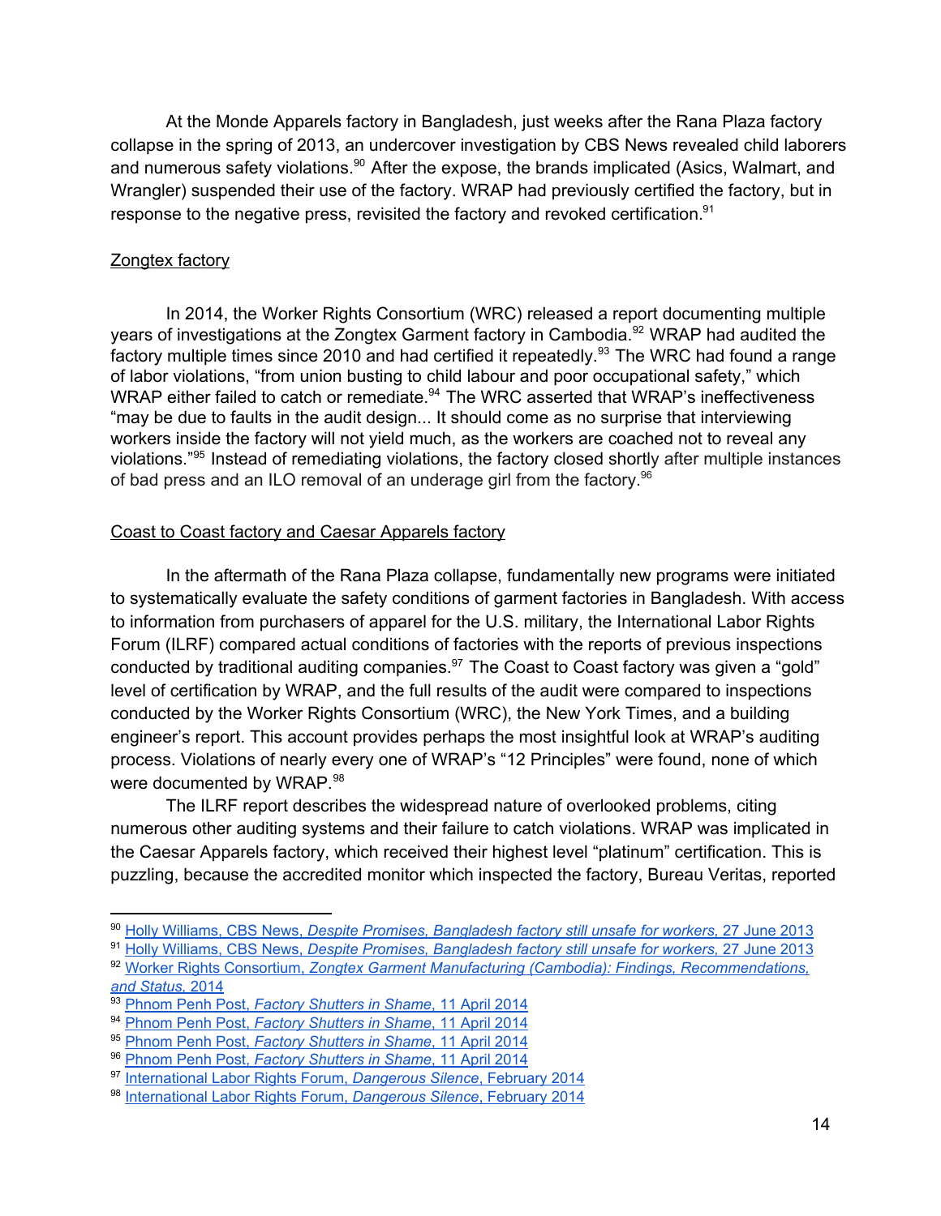At the Monde Apparels factory in Bangladesh, just weeks after the Rana Plaza factory collapse in the spring of 2013, an undercover investigation by CBS News revealed child laborers and numerous safety violations.[90] After the expose, the brands implicated (Asics, Walmart, and Wrangler) suspended their use of the factory. WRAP had previously certified the factory, but in response to the negative press, revisited the factory and revoked certification.[91]

### Zongtex factory

In 2014, the Worker Rights Consortium (WRC) released a report documenting multiple years of investigations at the Zongtex Garment factory in Cambodia.[92] WRAP had audited the factory multiple times since 2010 and had certified it repeatedly.[93] The WRC had found a range of labor violations, "from union busting to child labour and poor occupational safety," which WRAP either failed to catch or remediate.[94] The WRC asserted that WRAP's ineffectiveness "may be due to faults in the audit design... It should come as no surprise that interviewing workers inside the factory will not yield much, as the workers are coached not to reveal any violations."[95] Instead of remediating violations, the factory closed shortly after multiple instances of bad press and an ILO removal of an underage girl from the factory.[96]

### Coast to Coast factory and Caesar Apparels factory

In the aftermath of the Rana Plaza collapse, fundamentally new programs were initiated to systematically evaluate the safety conditions of garment factories in Bangladesh. With access to information from purchasers of apparel for the U.S. military, the International Labor Rights Forum (ILRF) compared actual conditions of factories with the reports of previous inspections conducted by traditional auditing companies.[97] The Coast to Coast factory was given a "gold" level of certification by WRAP, and the full results of the audit were compared to inspections conducted by the Worker Rights Consortium (WRC), the New York Times, and a building engineer's report. This account provides perhaps the most insightful look at WRAP's auditing process. Violations of nearly every one of WRAP's "12 Principles" were found, none of which were documented by WRAP.[98]

The ILRF report describes the widespread nature of overlooked problems, citing numerous other auditing systems and their failure to catch violations. WRAP was implicated in the Caesar Apparels factory, which received their highest level "platinum" certification. This is puzzling, because the accredited monitor which inspected the factory, Bureau Veritas, reported

---

[90] Holly Williams, CBS News, *Despite Promises, Bangladesh factory still unsafe for workers*, 27 June 2013

[91] Holly Williams, CBS News, *Despite Promises, Bangladesh factory still unsafe for workers*, 27 June 2013

[92] Worker Rights Consortium, *Zongtex Garment Manufacturing (Cambodia): Findings, Recommendations, and Status*, 2014

[93] Phnom Penh Post, *Factory Shutters in Shame*, 11 April 2014

[94] Phnom Penh Post, *Factory Shutters in Shame*, 11 April 2014

[95] Phnom Penh Post, *Factory Shutters in Shame*, 11 April 2014

[96] Phnom Penh Post, *Factory Shutters in Shame*, 11 April 2014

[97] International Labor Rights Forum, *Dangerous Silence*, February 2014

[98] International Labor Rights Forum, *Dangerous Silence*, February 2014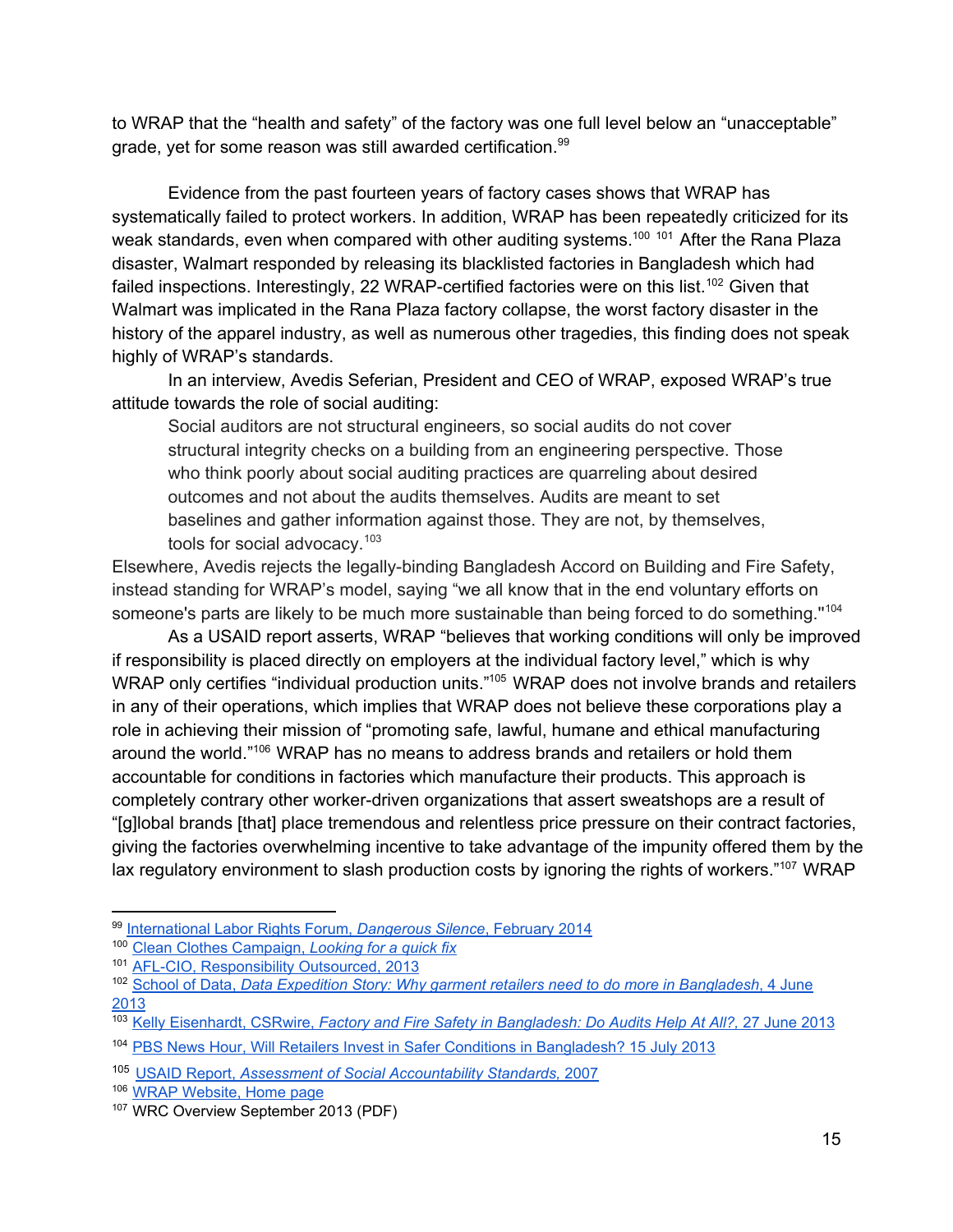to WRAP that the "health and safety" of the factory was one full level below an "unacceptable" grade, yet for some reason was still awarded certification.[99]

Evidence from the past fourteen years of factory cases shows that WRAP has systematically failed to protect workers. In addition, WRAP has been repeatedly criticized for its weak standards, even when compared with other auditing systems.[100] [101] After the Rana Plaza disaster, Walmart responded by releasing its blacklisted factories in Bangladesh which had failed inspections. Interestingly, 22 WRAP-certified factories were on this list.[102] Given that Walmart was implicated in the Rana Plaza factory collapse, the worst factory disaster in the history of the apparel industry, as well as numerous other tragedies, this finding does not speak highly of WRAP's standards.

In an interview, Avedis Seferian, President and CEO of WRAP, exposed WRAP's true attitude towards the role of social auditing:

> Social auditors are not structural engineers, so social audits do not cover structural integrity checks on a building from an engineering perspective. Those who think poorly about social auditing practices are quarreling about desired outcomes and not about the audits themselves. Audits are meant to set baselines and gather information against those. They are not, by themselves, tools for social advocacy.[103]

Elsewhere, Avedis rejects the legally-binding Bangladesh Accord on Building and Fire Safety, instead standing for WRAP's model, saying "we all know that in the end voluntary efforts on someone's parts are likely to be much more sustainable than being forced to do something."[104]

As a USAID report asserts, WRAP "believes that working conditions will only be improved if responsibility is placed directly on employers at the individual factory level," which is why WRAP only certifies "individual production units."[105] WRAP does not involve brands and retailers in any of their operations, which implies that WRAP does not believe these corporations play a role in achieving their mission of "promoting safe, lawful, humane and ethical manufacturing around the world."[106] WRAP has no means to address brands and retailers or hold them accountable for conditions in factories which manufacture their products. This approach is completely contrary other worker-driven organizations that assert sweatshops are a result of "[g]lobal brands [that] place tremendous and relentless price pressure on their contract factories, giving the factories overwhelming incentive to take advantage of the impunity offered them by the lax regulatory environment to slash production costs by ignoring the rights of workers."[107] WRAP

---

[99] International Labor Rights Forum, *Dangerous Silence*, February 2014

[100] Clean Clothes Campaign, *Looking for a quick fix*

[101] AFL-CIO, Responsibility Outsourced, 2013

[102] School of Data, *Data Expedition Story: Why garment retailers need to do more in Bangladesh*, 4 June 2013

[103] Kelly Eisenhardt, CSRwire, *Factory and Fire Safety in Bangladesh: Do Audits Help At All?*, 27 June 2013

[104] PBS News Hour, Will Retailers Invest in Safer Conditions in Bangladesh? 15 July 2013

[105] USAID Report, *Assessment of Social Accountability Standards*, 2007

[106] WRAP Website, Home page

[107] WRC Overview September 2013 (PDF)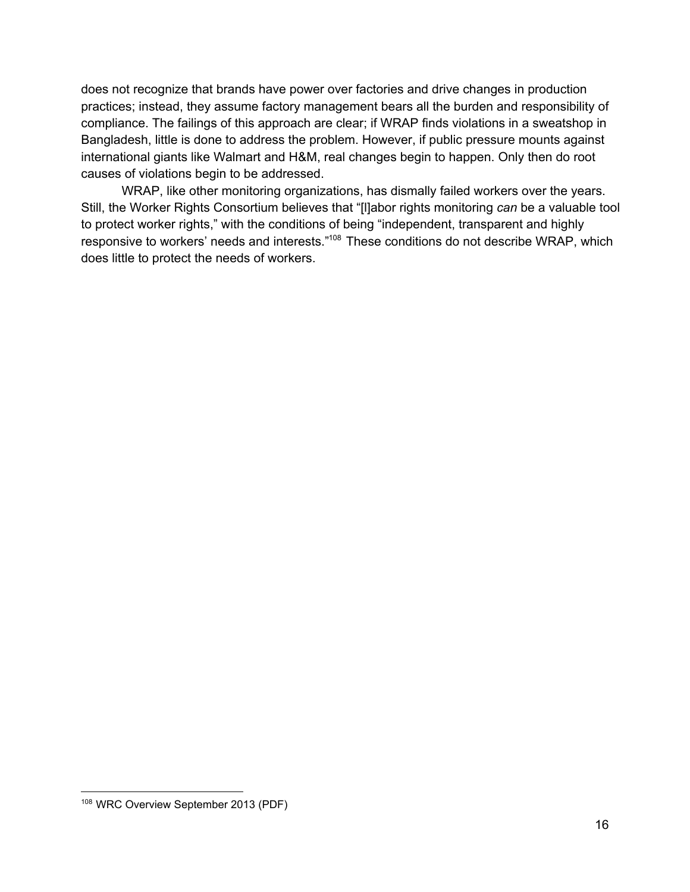does not recognize that brands have power over factories and drive changes in production practices; instead, they assume factory management bears all the burden and responsibility of compliance. The failings of this approach are clear; if WRAP finds violations in a sweatshop in Bangladesh, little is done to address the problem. However, if public pressure mounts against international giants like Walmart and H&M, real changes begin to happen. Only then do root causes of violations begin to be addressed.

WRAP, like other monitoring organizations, has dismally failed workers over the years. Still, the Worker Rights Consortium believes that "[l]abor rights monitoring *can* be a valuable tool to protect worker rights," with the conditions of being "independent, transparent and highly responsive to workers' needs and interests."[108] These conditions do not describe WRAP, which does little to protect the needs of workers.

---

[108] WRC Overview September 2013 (PDF)